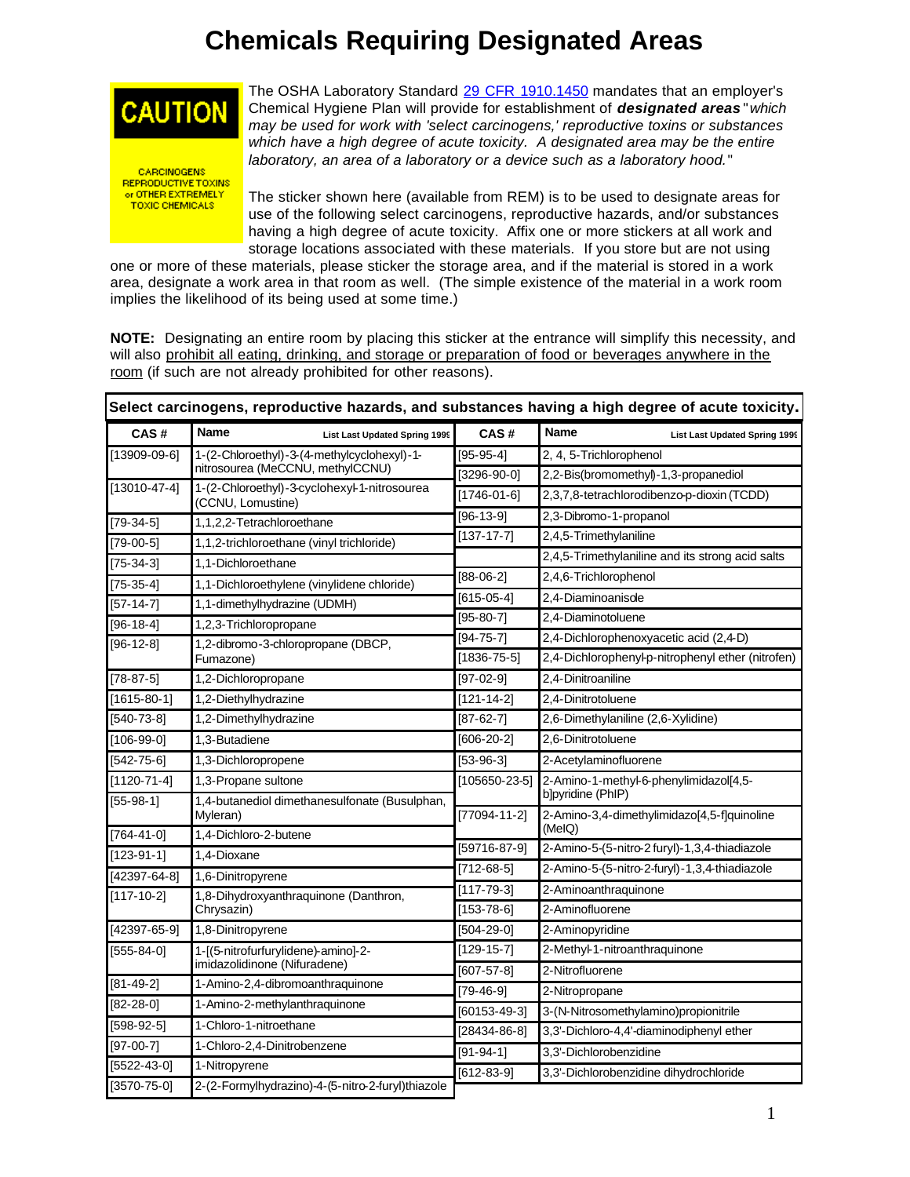# Chemicals Requiring Designated Areas

CAUTION

CARCINOGENS
REPRODUCTIVE TOXINS
or OTHER EXTREMELY
TOXIC CHEMICALS

The OSHA Laboratory Standard [29 CFR 1910.1450] mandates that an employer's Chemical Hygiene Plan will provide for establishment of ***designated areas*** "*which may be used for work with 'select carcinogens,' reproductive toxins or substances which have a high degree of acute toxicity. A designated area may be the entire laboratory, an area of a laboratory or a device such as a laboratory hood.*"

The sticker shown here (available from REM) is to be used to designate areas for use of the following select carcinogens, reproductive hazards, and/or substances having a high degree of acute toxicity. Affix one or more stickers at all work and storage locations associated with these materials. If you store but are not using one or more of these materials, please sticker the storage area, and if the material is stored in a work area, designate a work area in that room as well. (The simple existence of the material in a work room implies the likelihood of its being used at some time.)

**NOTE:** Designating an entire room by placing this sticker at the entrance will simplify this necessity, and will also prohibit all eating, drinking, and storage or preparation of food or beverages anywhere in the room (if such are not already prohibited for other reasons).

**Select carcinogens, reproductive hazards, and substances having a high degree of acute toxicity.**

| CAS # | Name (List Last Updated Spring 1999) |
|---|---|
| [13909-09-6] | 1-(2-Chloroethyl)-3-(4-methylcyclohexyl)-1-nitrosourea (MeCCNU, methylCCNU) |
| [13010-47-4] | 1-(2-Chloroethyl)-3-cyclohexyl-1-nitrosourea (CCNU, Lomustine) |
| [79-34-5] | 1,1,2,2-Tetrachloroethane |
| [79-00-5] | 1,1,2-trichloroethane (vinyl trichloride) |
| [75-34-3] | 1,1-Dichloroethane |
| [75-35-4] | 1,1-Dichloroethylene (vinylidene chloride) |
| [57-14-7] | 1,1-dimethylhydrazine (UDMH) |
| [96-18-4] | 1,2,3-Trichloropropane |
| [96-12-8] | 1,2-dibromo-3-chloropropane (DBCP, Fumazone) |
| [78-87-5] | 1,2-Dichloropropane |
| [1615-80-1] | 1,2-Diethylhydrazine |
| [540-73-8] | 1,2-Dimethylhydrazine |
| [106-99-0] | 1,3-Butadiene |
| [542-75-6] | 1,3-Dichloropropene |
| [1120-71-4] | 1,3-Propane sultone |
| [55-98-1] | 1,4-butanediol dimethanesulfonate (Busulphan, Myleran) |
| [764-41-0] | 1,4-Dichloro-2-butene |
| [123-91-1] | 1,4-Dioxane |
| [42397-64-8] | 1,6-Dinitropyrene |
| [117-10-2] | 1,8-Dihydroxyanthraquinone (Danthron, Chrysazin) |
| [42397-65-9] | 1,8-Dinitropyrene |
| [555-84-0] | 1-[(5-nitrofurfurylidene)-amino]-2-imidazolidinone (Nifuradene) |
| [81-49-2] | 1-Amino-2,4-dibromoanthraquinone |
| [82-28-0] | 1-Amino-2-methylanthraquinone |
| [598-92-5] | 1-Chloro-1-nitroethane |
| [97-00-7] | 1-Chloro-2,4-Dinitrobenzene |
| [5522-43-0] | 1-Nitropyrene |
| [3570-75-0] | 2-(2-Formylhydrazino)-4-(5-nitro-2-furyl)thiazole |
| [95-95-4] | 2, 4, 5-Trichlorophenol |
| [3296-90-0] | 2,2-Bis(bromomethyl)-1,3-propanediol |
| [1746-01-6] | 2,3,7,8-tetrachlorodibenzo-p-dioxin (TCDD) |
| [96-13-9] | 2,3-Dibromo-1-propanol |
| [137-17-7] | 2,4,5-Trimethylaniline |
| | 2,4,5-Trimethylaniline and its strong acid salts |
| [88-06-2] | 2,4,6-Trichlorophenol |
| [615-05-4] | 2,4-Diaminoanisole |
| [95-80-7] | 2,4-Diaminotoluene |
| [94-75-7] | 2,4-Dichlorophenoxyacetic acid (2,4-D) |
| [1836-75-5] | 2,4-Dichlorophenyl-p-nitrophenyl ether (nitrofen) |
| [97-02-9] | 2,4-Dinitroaniline |
| [121-14-2] | 2,4-Dinitrotoluene |
| [87-62-7] | 2,6-Dimethylaniline (2,6-Xylidine) |
| [606-20-2] | 2,6-Dinitrotoluene |
| [53-96-3] | 2-Acetylaminofluorene |
| [105650-23-5] | 2-Amino-1-methyl-6-phenylimidazol[4,5-b]pyridine (PhIP) |
| [77094-11-2] | 2-Amino-3,4-dimethylimidazo[4,5-f]quinoline (MeIQ) |
| [59716-87-9] | 2-Amino-5-(5-nitro-2 furyl)-1,3,4-thiadiazole |
| [712-68-5] | 2-Amino-5-(5-nitro-2-furyl)-1,3,4-thiadiazole |
| [117-79-3] | 2-Aminoanthraquinone |
| [153-78-6] | 2-Aminofluorene |
| [504-29-0] | 2-Aminopyridine |
| [129-15-7] | 2-Methyl-1-nitroanthraquinone |
| [607-57-8] | 2-Nitrofluorene |
| [79-46-9] | 2-Nitropropane |
| [60153-49-3] | 3-(N-Nitrosomethylamino)propionitrile |
| [28434-86-8] | 3,3'-Dichloro-4,4'-diaminodiphenyl ether |
| [91-94-1] | 3,3'-Dichlorobenzidine |
| [612-83-9] | 3,3'-Dichlorobenzidine dihydrochloride |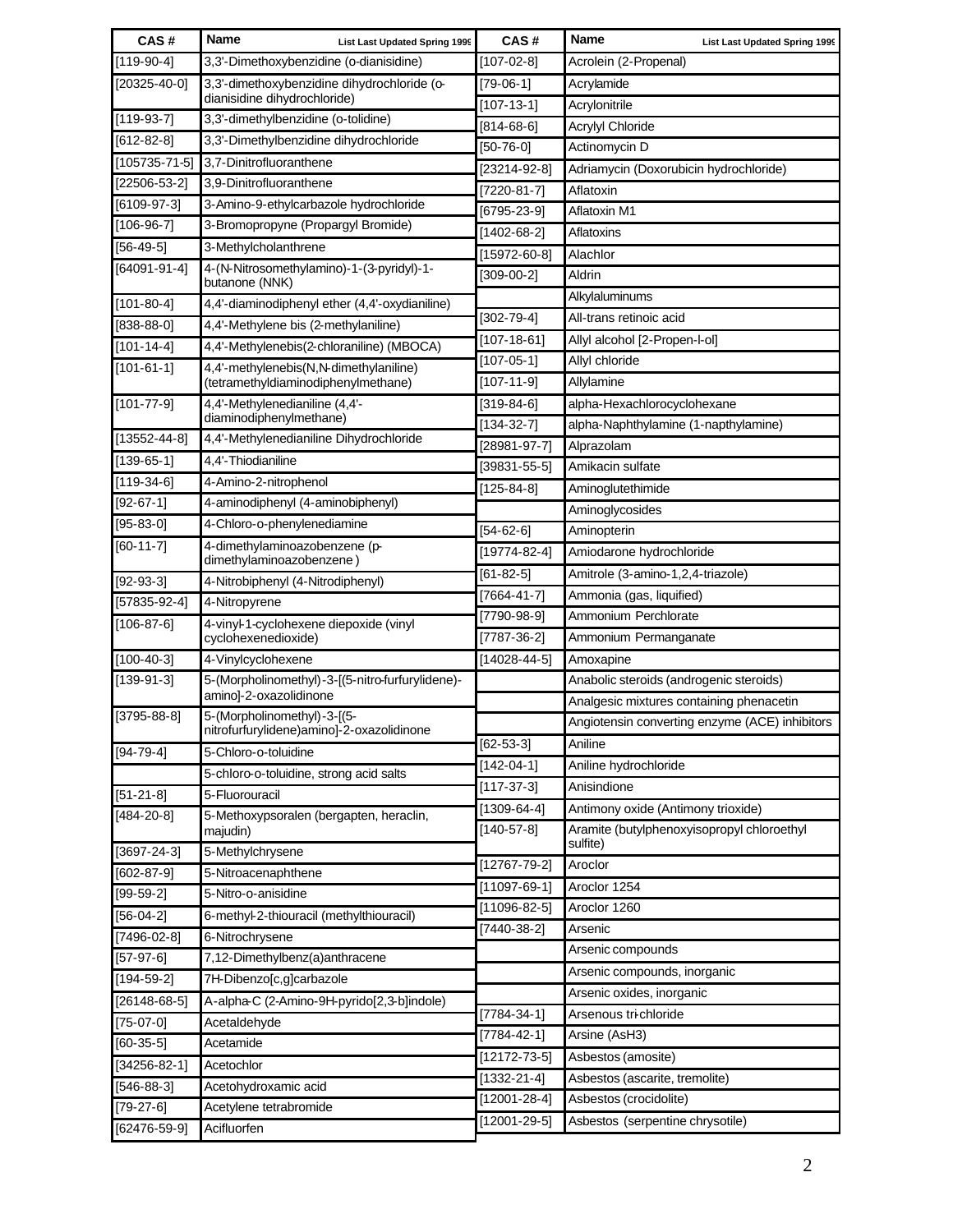| CAS # | Name List Last Updated Spring 1999 |
|---|---|
| [119-90-4] | 3,3'-Dimethoxybenzidine (o-dianisidine) |
| [20325-40-0] | 3,3'-dimethoxybenzidine dihydrochloride (o-dianisidine dihydrochloride) |
| [119-93-7] | 3,3'-dimethylbenzidine (o-tolidine) |
| [612-82-8] | 3,3'-Dimethylbenzidine dihydrochloride |
| [105735-71-5] | 3,7-Dinitrofluoranthene |
| [22506-53-2] | 3,9-Dinitrofluoranthene |
| [6109-97-3] | 3-Amino-9-ethylcarbazole hydrochloride |
| [106-96-7] | 3-Bromopropyne (Propargyl Bromide) |
| [56-49-5] | 3-Methylcholanthrene |
| [64091-91-4] | 4-(N-Nitrosomethylamino)-1-(3-pyridyl)-1-butanone (NNK) |
| [101-80-4] | 4,4'-diaminodiphenyl ether (4,4'-oxydianiline) |
| [838-88-0] | 4,4'-Methylene bis (2-methylaniline) |
| [101-14-4] | 4,4'-Methylenebis(2-chloraniline) (MBOCA) |
| [101-61-1] | 4,4'-methylenebis(N,N-dimethylaniline) (tetramethyldiaminodiphenylmethane) |
| [101-77-9] | 4,4'-Methylenedianiline (4,4'-diaminodiphenylmethane) |
| [13552-44-8] | 4,4'-Methylenedianiline Dihydrochloride |
| [139-65-1] | 4,4'-Thiodianiline |
| [119-34-6] | 4-Amino-2-nitrophenol |
| [92-67-1] | 4-aminodiphenyl (4-aminobiphenyl) |
| [95-83-0] | 4-Chloro-o-phenylenediamine |
| [60-11-7] | 4-dimethylaminoazobenzene (p-dimethylaminoazobenzene ) |
| [92-93-3] | 4-Nitrobiphenyl (4-Nitrodiphenyl) |
| [57835-92-4] | 4-Nitropyrene |
| [106-87-6] | 4-vinyl-1-cyclohexene diepoxide (vinyl cyclohexenedioxide) |
| [100-40-3] | 4-Vinylcyclohexene |
| [139-91-3] | 5-(Morpholinomethyl)-3-[(5-nitro-furfurylidene)-amino]-2-oxazolidinone |
| [3795-88-8] | 5-(Morpholinomethyl)-3-[(5-nitrofurfurylidene)amino]-2-oxazolidinone |
| [94-79-4] | 5-Chloro-o-toluidine |
| | 5-chloro-o-toluidine, strong acid salts |
| [51-21-8] | 5-Fluorouracil |
| [484-20-8] | 5-Methoxypsoralen (bergapten, heraclin, majudin) |
| [3697-24-3] | 5-Methylchrysene |
| [602-87-9] | 5-Nitroacenaphthene |
| [99-59-2] | 5-Nitro-o-anisidine |
| [56-04-2] | 6-methyl-2-thiouracil (methylthiouracil) |
| [7496-02-8] | 6-Nitrochrysene |
| [57-97-6] | 7,12-Dimethylbenz(a)anthracene |
| [194-59-2] | 7H-Dibenzo[c,g]carbazole |
| [26148-68-5] | A-alpha-C (2-Amino-9H-pyrido[2,3-b]indole) |
| [75-07-0] | Acetaldehyde |
| [60-35-5] | Acetamide |
| [34256-82-1] | Acetochlor |
| [546-88-3] | Acetohydroxamic acid |
| [79-27-6] | Acetylene tetrabromide |
| [62476-59-9] | Acifluorfen |
| [107-02-8] | Acrolein (2-Propenal) |
| [79-06-1] | Acrylamide |
| [107-13-1] | Acrylonitrile |
| [814-68-6] | Acrylyl Chloride |
| [50-76-0] | Actinomycin D |
| [23214-92-8] | Adriamycin (Doxorubicin hydrochloride) |
| [7220-81-7] | Aflatoxin |
| [6795-23-9] | Aflatoxin M1 |
| [1402-68-2] | Aflatoxins |
| [15972-60-8] | Alachlor |
| [309-00-2] | Aldrin |
| | Alkylaluminums |
| [302-79-4] | All-trans retinoic acid |
| [107-18-61] | Allyl alcohol [2-Propen-l-ol] |
| [107-05-1] | Allyl chloride |
| [107-11-9] | Allylamine |
| [319-84-6] | alpha-Hexachlorocyclohexane |
| [134-32-7] | alpha-Naphthylamine (1-napthylamine) |
| [28981-97-7] | Alprazolam |
| [39831-55-5] | Amikacin sulfate |
| [125-84-8] | Aminoglutethimide |
| | Aminoglycosides |
| [54-62-6] | Aminopterin |
| [19774-82-4] | Amiodarone hydrochloride |
| [61-82-5] | Amitrole (3-amino-1,2,4-triazole) |
| [7664-41-7] | Ammonia (gas, liquified) |
| [7790-98-9] | Ammonium Perchlorate |
| [7787-36-2] | Ammonium Permanganate |
| [14028-44-5] | Amoxapine |
| | Anabolic steroids (androgenic steroids) |
| | Analgesic mixtures containing phenacetin |
| | Angiotensin converting enzyme (ACE) inhibitors |
| [62-53-3] | Aniline |
| [142-04-1] | Aniline hydrochloride |
| [117-37-3] | Anisindione |
| [1309-64-4] | Antimony oxide (Antimony trioxide) |
| [140-57-8] | Aramite (butylphenoxyisopropyl chloroethyl sulfite) |
| [12767-79-2] | Aroclor |
| [11097-69-1] | Aroclor 1254 |
| [11096-82-5] | Aroclor 1260 |
| [7440-38-2] | Arsenic |
| | Arsenic compounds |
| | Arsenic compounds, inorganic |
| | Arsenic oxides, inorganic |
| [7784-34-1] | Arsenous tri-chloride |
| [7784-42-1] | Arsine (AsH3) |
| [12172-73-5] | Asbestos (amosite) |
| [1332-21-4] | Asbestos (ascarite, tremolite) |
| [12001-28-4] | Asbestos (crocidolite) |
| [12001-29-5] | Asbestos (serpentine chrysotile) |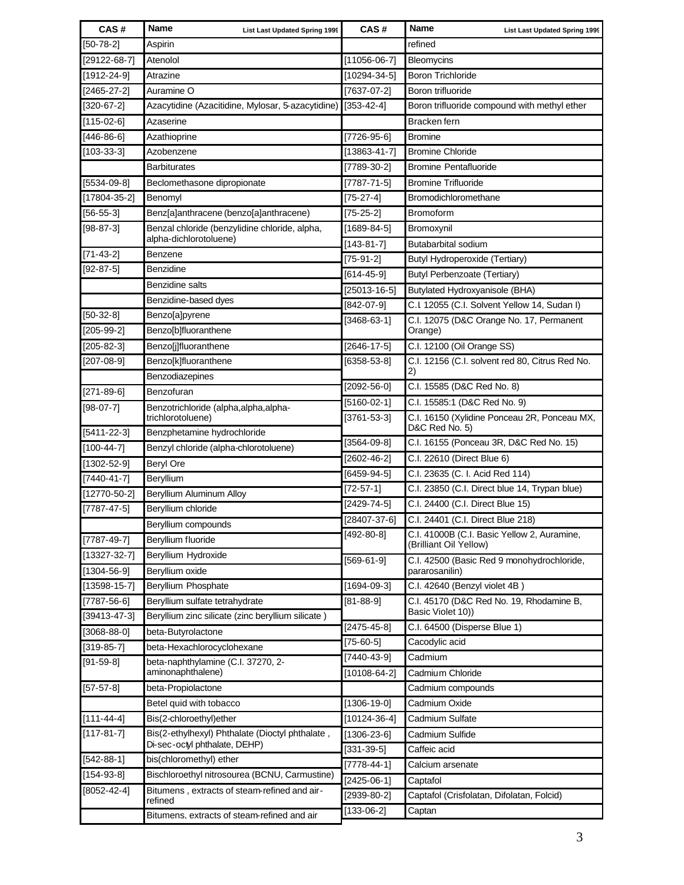| CAS # | Name List Last Updated Spring 1999 |
|---|---|
| [50-78-2] | Aspirin |
| [29122-68-7] | Atenolol |
| [1912-24-9] | Atrazine |
| [2465-27-2] | Auramine O |
| [320-67-2] | Azacytidine (Azacitidine, Mylosar, 5-azacytidine) |
| [115-02-6] | Azaserine |
| [446-86-6] | Azathioprine |
| [103-33-3] | Azobenzene |
| | Barbiturates |
| [5534-09-8] | Beclomethasone dipropionate |
| [17804-35-2] | Benomyl |
| [56-55-3] | Benz[a]anthracene (benzo[a]anthracene) |
| [98-87-3] | Benzal chloride (benzylidine chloride, alpha, alpha-dichlorotoluene) |
| [71-43-2] | Benzene |
| [92-87-5] | Benzidine |
| | Benzidine salts |
| | Benzidine-based dyes |
| [50-32-8] | Benzo[a]pyrene |
| [205-99-2] | Benzo[b]fluoranthene |
| [205-82-3] | Benzo[j]fluoranthene |
| [207-08-9] | Benzo[k]fluoranthene |
| | Benzodiazepines |
| [271-89-6] | Benzofuran |
| [98-07-7] | Benzotrichloride (alpha,alpha,alpha-trichlorotoluene) |
| [5411-22-3] | Benzphetamine hydrochloride |
| [100-44-7] | Benzyl chloride (alpha-chlorotoluene) |
| [1302-52-9] | Beryl Ore |
| [7440-41-7] | Beryllium |
| [12770-50-2] | Beryllium Aluminum Alloy |
| [7787-47-5] | Beryllium chloride |
| | Beryllium compounds |
| [7787-49-7] | Beryllium fluoride |
| [13327-32-7] | Beryllium Hydroxide |
| [1304-56-9] | Beryllium oxide |
| [13598-15-7] | Beryllium Phosphate |
| [7787-56-6] | Beryllium sulfate tetrahydrate |
| [39413-47-3] | Beryllium zinc silicate (zinc beryllium silicate ) |
| [3068-88-0] | beta-Butyrolactone |
| [319-85-7] | beta-Hexachlorocyclohexane |
| [91-59-8] | beta-naphthylamine (C.I. 37270, 2-aminonaphthalene) |
| [57-57-8] | beta-Propiolactone |
| | Betel quid with tobacco |
| [111-44-4] | Bis(2-chloroethyl)ether |
| [117-81-7] | Bis(2-ethylhexyl) Phthalate (Dioctyl phthalate , Di-sec-octyl phthalate, DEHP) |
| [542-88-1] | bis(chloromethyl) ether |
| [154-93-8] | Bischloroethyl nitrosourea (BCNU, Carmustine) |
| [8052-42-4] | Bitumens , extracts of steam-refined and air-refined |
| | Bitumens, extracts of steam-refined and air refined |
| [11056-06-7] | Bleomycins |
| [10294-34-5] | Boron Trichloride |
| [7637-07-2] | Boron trifluoride |
| [353-42-4] | Boron trifluoride compound with methyl ether |
| | Bracken fern |
| [7726-95-6] | Bromine |
| [13863-41-7] | Bromine Chloride |
| [7789-30-2] | Bromine Pentafluoride |
| [7787-71-5] | Bromine Trifluoride |
| [75-27-4] | Bromodichloromethane |
| [75-25-2] | Bromoform |
| [1689-84-5] | Bromoxynil |
| [143-81-7] | Butabarbital sodium |
| [75-91-2] | Butyl Hydroperoxide (Tertiary) |
| [614-45-9] | Butyl Perbenzoate (Tertiary) |
| [25013-16-5] | Butylated Hydroxyanisole (BHA) |
| [842-07-9] | C.I. 12055 (C.I. Solvent Yellow 14, Sudan I) |
| [3468-63-1] | C.I. 12075 (D&C Orange No. 17, Permanent Orange) |
| [2646-17-5] | C.I. 12100 (Oil Orange SS) |
| [6358-53-8] | C.I. 12156 (C.I. solvent red 80, Citrus Red No. 2) |
| [2092-56-0] | C.I. 15585 (D&C Red No. 8) |
| [5160-02-1] | C.I. 15585:1 (D&C Red No. 9) |
| [3761-53-3] | C.I. 16150 (Xylidine Ponceau 2R, Ponceau MX, D&C Red No. 5) |
| [3564-09-8] | C.I. 16155 (Ponceau 3R, D&C Red No. 15) |
| [2602-46-2] | C.I. 22610 (Direct Blue 6) |
| [6459-94-5] | C.I. 23635 (C. I. Acid Red 114) |
| [72-57-1] | C.I. 23850 (C.I. Direct blue 14, Trypan blue) |
| [2429-74-5] | C.I. 24400 (C.I. Direct Blue 15) |
| [28407-37-6] | C.I. 24401 (C.I. Direct Blue 218) |
| [492-80-8] | C.I. 41000B (C.I. Basic Yellow 2, Auramine, (Brilliant Oil Yellow) |
| [569-61-9] | C.I. 42500 (Basic Red 9 monohydrochloride, pararosanilin) |
| [1694-09-3] | C.I. 42640 (Benzyl violet 4B ) |
| [81-88-9] | C.I. 45170 (D&C Red No. 19, Rhodamine B, Basic Violet 10)) |
| [2475-45-8] | C.I. 64500 (Disperse Blue 1) |
| [75-60-5] | Cacodylic acid |
| [7440-43-9] | Cadmium |
| [10108-64-2] | Cadmium Chloride |
| | Cadmium compounds |
| [1306-19-0] | Cadmium Oxide |
| [10124-36-4] | Cadmium Sulfate |
| [1306-23-6] | Cadmium Sulfide |
| [331-39-5] | Caffeic acid |
| [7778-44-1] | Calcium arsenate |
| [2425-06-1] | Captafol |
| [2939-80-2] | Captafol (Crisfolatan, Difolatan, Folcid) |
| [133-06-2] | Captan |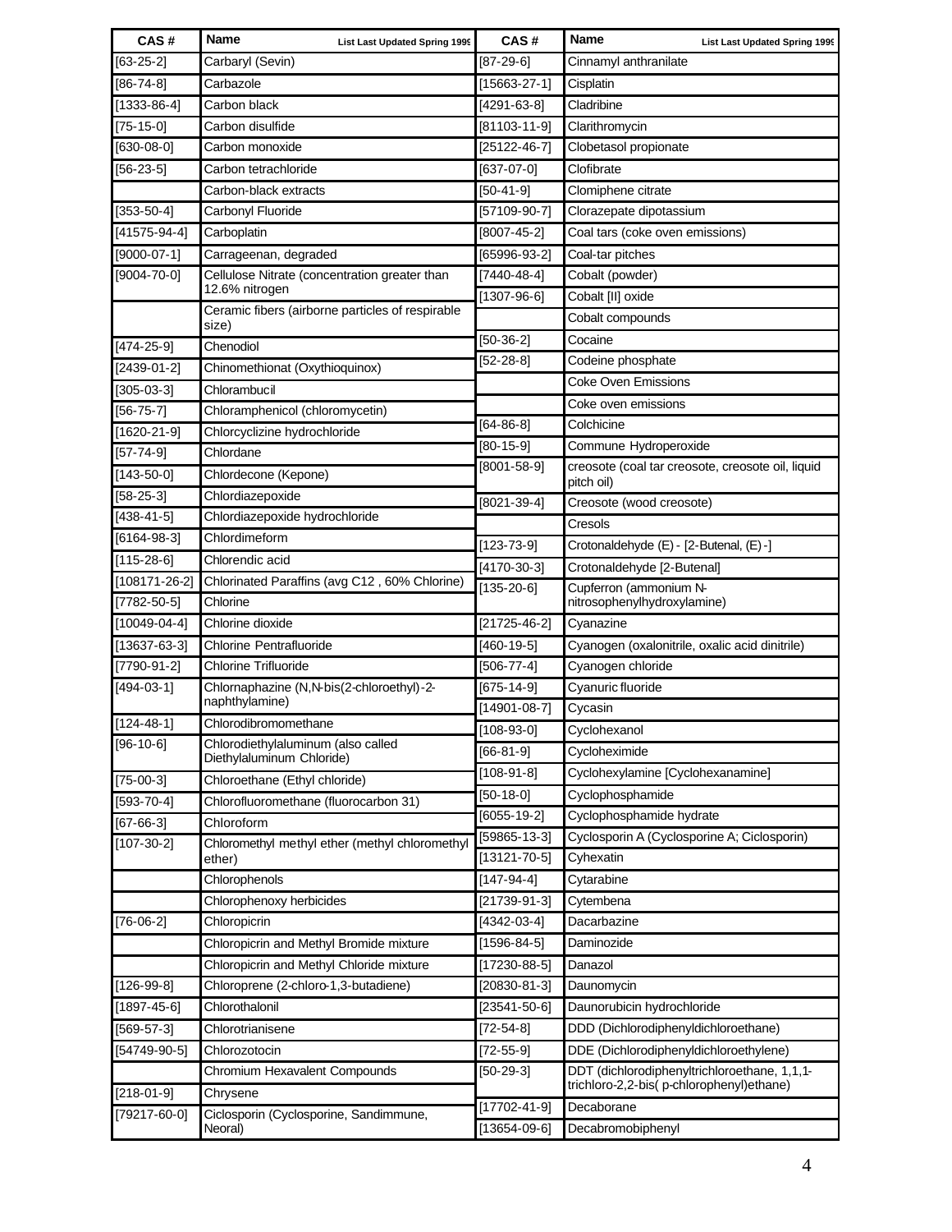| CAS # | Name List Last Updated Spring 1999 |
|---|---|
| [63-25-2] | Carbaryl (Sevin) |
| [86-74-8] | Carbazole |
| [1333-86-4] | Carbon black |
| [75-15-0] | Carbon disulfide |
| [630-08-0] | Carbon monoxide |
| [56-23-5] | Carbon tetrachloride |
| | Carbon-black extracts |
| [353-50-4] | Carbonyl Fluoride |
| [41575-94-4] | Carboplatin |
| [9000-07-1] | Carrageenan, degraded |
| [9004-70-0] | Cellulose Nitrate (concentration greater than 12.6% nitrogen |
| | Ceramic fibers (airborne particles of respirable size) |
| [474-25-9] | Chenodiol |
| [2439-01-2] | Chinomethionat (Oxythioquinox) |
| [305-03-3] | Chlorambucil |
| [56-75-7] | Chloramphenicol (chloromycetin) |
| [1620-21-9] | Chlorcyclizine hydrochloride |
| [57-74-9] | Chlordane |
| [143-50-0] | Chlordecone (Kepone) |
| [58-25-3] | Chlordiazepoxide |
| [438-41-5] | Chlordiazepoxide hydrochloride |
| [6164-98-3] | Chlordimeform |
| [115-28-6] | Chlorendic acid |
| [108171-26-2] | Chlorinated Paraffins (avg C12 , 60% Chlorine) |
| [7782-50-5] | Chlorine |
| [10049-04-4] | Chlorine dioxide |
| [13637-63-3] | Chlorine Pentrafluoride |
| [7790-91-2] | Chlorine Trifluoride |
| [494-03-1] | Chlornaphazine (N,N-bis(2-chloroethyl)-2-naphthylamine) |
| [124-48-1] | Chlorodibromomethane |
| [96-10-6] | Chlorodiethylaluminum (also called Diethylaluminum Chloride) |
| [75-00-3] | Chloroethane (Ethyl chloride) |
| [593-70-4] | Chlorofluoromethane (fluorocarbon 31) |
| [67-66-3] | Chloroform |
| [107-30-2] | Chloromethyl methyl ether (methyl chloromethyl ether) |
| | Chlorophenols |
| | Chlorophenoxy herbicides |
| [76-06-2] | Chloropicrin |
| | Chloropicrin and Methyl Bromide mixture |
| | Chloropicrin and Methyl Chloride mixture |
| [126-99-8] | Chloroprene (2-chloro-1,3-butadiene) |
| [1897-45-6] | Chlorothalonil |
| [569-57-3] | Chlorotrianisene |
| [54749-90-5] | Chlorozotocin |
| | Chromium Hexavalent Compounds |
| [218-01-9] | Chrysene |
| [79217-60-0] | Ciclosporin (Cyclosporine, Sandimmune, Neoral) |
| [87-29-6] | Cinnamyl anthranilate |
| [15663-27-1] | Cisplatin |
| [4291-63-8] | Cladribine |
| [81103-11-9] | Clarithromycin |
| [25122-46-7] | Clobetasol propionate |
| [637-07-0] | Clofibrate |
| [50-41-9] | Clomiphene citrate |
| [57109-90-7] | Clorazepate dipotassium |
| [8007-45-2] | Coal tars (coke oven emissions) |
| [65996-93-2] | Coal-tar pitches |
| [7440-48-4] | Cobalt (powder) |
| [1307-96-6] | Cobalt [II] oxide |
| | Cobalt compounds |
| [50-36-2] | Cocaine |
| [52-28-8] | Codeine phosphate |
| | Coke Oven Emissions |
| | Coke oven emissions |
| [64-86-8] | Colchicine |
| [80-15-9] | Commune Hydroperoxide |
| [8001-58-9] | creosote (coal tar creosote, creosote oil, liquid pitch oil) |
| [8021-39-4] | Creosote (wood creosote) |
| | Cresols |
| [123-73-9] | Crotonaldehyde (E) - [2-Butenal, (E)-] |
| [4170-30-3] | Crotonaldehyde [2-Butenal] |
| [135-20-6] | Cupferron (ammonium N-nitrosophenylhydroxylamine) |
| [21725-46-2] | Cyanazine |
| [460-19-5] | Cyanogen (oxalonitrile, oxalic acid dinitrile) |
| [506-77-4] | Cyanogen chloride |
| [675-14-9] | Cyanuric fluoride |
| [14901-08-7] | Cycasin |
| [108-93-0] | Cyclohexanol |
| [66-81-9] | Cycloheximide |
| [108-91-8] | Cyclohexylamine [Cyclohexanamine] |
| [50-18-0] | Cyclophosphamide |
| [6055-19-2] | Cyclophosphamide hydrate |
| [59865-13-3] | Cyclosporin A (Cyclosporine A; Ciclosporin) |
| [13121-70-5] | Cyhexatin |
| [147-94-4] | Cytarabine |
| [21739-91-3] | Cytembena |
| [4342-03-4] | Dacarbazine |
| [1596-84-5] | Daminozide |
| [17230-88-5] | Danazol |
| [20830-81-3] | Daunomycin |
| [23541-50-6] | Daunorubicin hydrochloride |
| [72-54-8] | DDD (Dichlorodiphenyldichloroethane) |
| [72-55-9] | DDE (Dichlorodiphenyldichloroethylene) |
| [50-29-3] | DDT (dichlorodiphenyltrichloroethane, 1,1,1-trichloro-2,2-bis( p-chlorophenyl)ethane) |
| [17702-41-9] | Decaborane |
| [13654-09-6] | Decabromobiphenyl |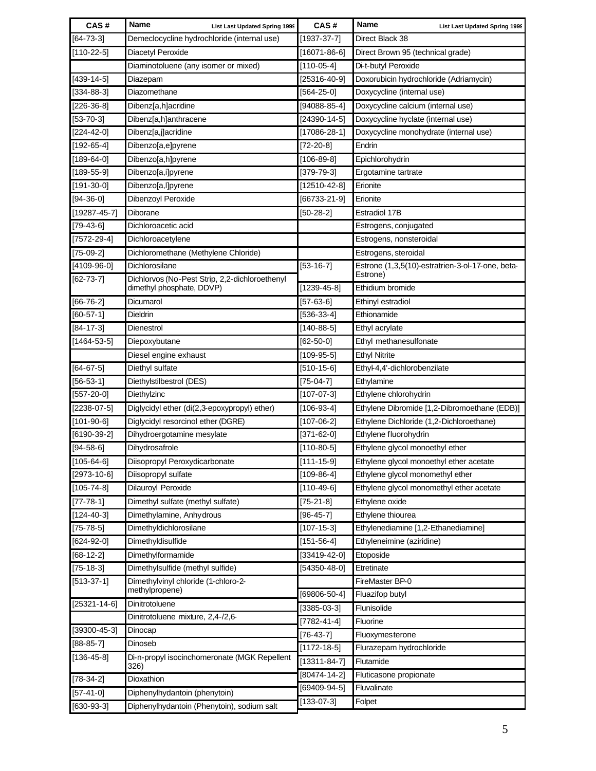| CAS # | Name List Last Updated Spring 1999 |
|---|---|
| [64-73-3] | Demeclocycline hydrochloride (internal use) |
| [110-22-5] | Diacetyl Peroxide |
| | Diaminotoluene (any isomer or mixed) |
| [439-14-5] | Diazepam |
| [334-88-3] | Diazomethane |
| [226-36-8] | Dibenz[a,h]acridine |
| [53-70-3] | Dibenz[a,h]anthracene |
| [224-42-0] | Dibenz[a,j]acridine |
| [192-65-4] | Dibenzo[a,e]pyrene |
| [189-64-0] | Dibenzo[a,h]pyrene |
| [189-55-9] | Dibenzo[a,i]pyrene |
| [191-30-0] | Dibenzo[a,l]pyrene |
| [94-36-0] | Dibenzoyl Peroxide |
| [19287-45-7] | Diborane |
| [79-43-6] | Dichloroacetic acid |
| [7572-29-4] | Dichloroacetylene |
| [75-09-2] | Dichloromethane (Methylene Chloride) |
| [4109-96-0] | Dichlorosilane |
| [62-73-7] | Dichlorvos (No-Pest Strip, 2,2-dichloroethenyl dimethyl phosphate, DDVP) |
| [66-76-2] | Dicumarol |
| [60-57-1] | Dieldrin |
| [84-17-3] | Dienestrol |
| [1464-53-5] | Diepoxybutane |
| | Diesel engine exhaust |
| [64-67-5] | Diethyl sulfate |
| [56-53-1] | Diethylstilbestrol (DES) |
| [557-20-0] | Diethylzinc |
| [2238-07-5] | Diglycidyl ether (di(2,3-epoxypropyl) ether) |
| [101-90-6] | Diglycidyl resorcinol ether (DGRE) |
| [6190-39-2] | Dihydroergotamine mesylate |
| [94-58-6] | Dihydrosafrole |
| [105-64-6] | Diisopropyl Peroxydicarbonate |
| [2973-10-6] | Diisopropyl sulfate |
| [105-74-8] | Dilauroyl Peroxide |
| [77-78-1] | Dimethyl sulfate (methyl sulfate) |
| [124-40-3] | Dimethylamine, Anhydrous |
| [75-78-5] | Dimethyldichlorosilane |
| [624-92-0] | Dimethyldisulfide |
| [68-12-2] | Dimethylformamide |
| [75-18-3] | Dimethylsulfide (methyl sulfide) |
| [513-37-1] | Dimethylvinyl chloride (1-chloro-2-methylpropene) |
| [25321-14-6] | Dinitrotoluene |
| | Dinitrotoluene mixture, 2,4-/2,6- |
| [39300-45-3] | Dinocap |
| [88-85-7] | Dinoseb |
| [136-45-8] | Di-n-propyl isocinchomeronate (MGK Repellent 326) |
| [78-34-2] | Dioxathion |
| [57-41-0] | Diphenylhydantoin (phenytoin) |
| [630-93-3] | Diphenylhydantoin (Phenytoin), sodium salt |

| CAS # | Name List Last Updated Spring 1999 |
|---|---|
| [1937-37-7] | Direct Black 38 |
| [16071-86-6] | Direct Brown 95 (technical grade) |
| [110-05-4] | Di-t-butyl Peroxide |
| [25316-40-9] | Doxorubicin hydrochloride (Adriamycin) |
| [564-25-0] | Doxycycline (internal use) |
| [94088-85-4] | Doxycycline calcium (internal use) |
| [24390-14-5] | Doxycycline hyclate (internal use) |
| [17086-28-1] | Doxycycline monohydrate (internal use) |
| [72-20-8] | Endrin |
| [106-89-8] | Epichlorohydrin |
| [379-79-3] | Ergotamine tartrate |
| [12510-42-8] | Erionite |
| [66733-21-9] | Erionite |
| [50-28-2] | Estradiol 17B |
| | Estrogens, conjugated |
| | Estrogens, nonsteroidal |
| | Estrogens, steroidal |
| [53-16-7] | Estrone (1,3,5(10)-estratrien-3-ol-17-one, beta-Estrone) |
| [1239-45-8] | Ethidium bromide |
| [57-63-6] | Ethinyl estradiol |
| [536-33-4] | Ethionamide |
| [140-88-5] | Ethyl acrylate |
| [62-50-0] | Ethyl methanesulfonate |
| [109-95-5] | Ethyl Nitrite |
| [510-15-6] | Ethyl-4,4'-dichlorobenzilate |
| [75-04-7] | Ethylamine |
| [107-07-3] | Ethylene chlorohydrin |
| [106-93-4] | Ethylene Dibromide [1,2-Dibromoethane (EDB)] |
| [107-06-2] | Ethylene Dichloride (1,2-Dichloroethane) |
| [371-62-0] | Ethylene fluorohydrin |
| [110-80-5] | Ethylene glycol monoethyl ether |
| [111-15-9] | Ethylene glycol monoethyl ether acetate |
| [109-86-4] | Ethylene glycol monomethyl ether |
| [110-49-6] | Ethylene glycol monomethyl ether acetate |
| [75-21-8] | Ethylene oxide |
| [96-45-7] | Ethylene thiourea |
| [107-15-3] | Ethylenediamine [1,2-Ethanediamine] |
| [151-56-4] | Ethyleneimine (aziridine) |
| [33419-42-0] | Etoposide |
| [54350-48-0] | Etretinate |
| | FireMaster BP-0 |
| [69806-50-4] | Fluazifop butyl |
| [3385-03-3] | Flunisolide |
| [7782-41-4] | Fluorine |
| [76-43-7] | Fluoxymesterone |
| [1172-18-5] | Flurazepam hydrochloride |
| [13311-84-7] | Flutamide |
| [80474-14-2] | Fluticasone propionate |
| [69409-94-5] | Fluvalinate |
| [133-07-3] | Folpet |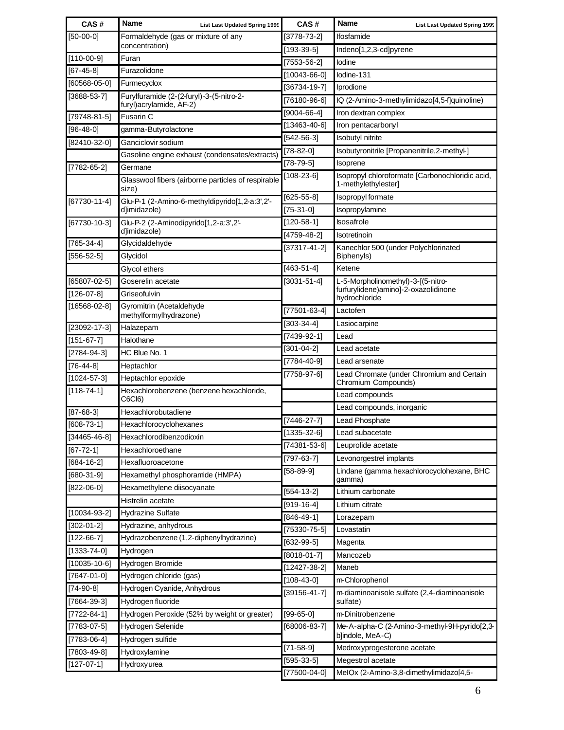| CAS # | Name — List Last Updated Spring 1999 |
|---|---|
| [50-00-0] | Formaldehyde (gas or mixture of any concentration) |
| [110-00-9] | Furan |
| [67-45-8] | Furazolidone |
| [60568-05-0] | Furmecyclox |
| [3688-53-7] | Furylfuramide (2-(2-furyl)-3-(5-nitro-2-furyl)acrylamide, AF-2) |
| [79748-81-5] | Fusarin C |
| [96-48-0] | gamma-Butyrolactone |
| [82410-32-0] | Ganciclovir sodium |
| | Gasoline engine exhaust (condensates/extracts) |
| [7782-65-2] | Germane |
| | Glasswool fibers (airborne particles of respirable size) |
| [67730-11-4] | Glu-P-1 (2-Amino-6-methyldipyrido[1,2-a:3',2'-d]imidazole) |
| [67730-10-3] | Glu-P-2 (2-Aminodipyrido[1,2-a:3',2'-d]imidazole) |
| [765-34-4] | Glycidaldehyde |
| [556-52-5] | Glycidol |
| | Glycol ethers |
| [65807-02-5] | Goserelin acetate |
| [126-07-8] | Griseofulvin |
| [16568-02-8] | Gyromitrin (Acetaldehyde methylformylhydrazone) |
| [23092-17-3] | Halazepam |
| [151-67-7] | Halothane |
| [2784-94-3] | HC Blue No. 1 |
| [76-44-8] | Heptachlor |
| [1024-57-3] | Heptachlor epoxide |
| [118-74-1] | Hexachlorobenzene (benzene hexachloride, C6Cl6) |
| [87-68-3] | Hexachlorobutadiene |
| [608-73-1] | Hexachlorocyclohexanes |
| [34465-46-8] | Hexachlorodibenzodioxin |
| [67-72-1] | Hexachloroethane |
| [684-16-2] | Hexafluoroacetone |
| [680-31-9] | Hexamethyl phosphoramide (HMPA) |
| [822-06-0] | Hexamethylene diisocyanate |
| | Histrelin acetate |
| [10034-93-2] | Hydrazine Sulfate |
| [302-01-2] | Hydrazine, anhydrous |
| [122-66-7] | Hydrazobenzene (1,2-diphenylhydrazine) |
| [1333-74-0] | Hydrogen |
| [10035-10-6] | Hydrogen Bromide |
| [7647-01-0] | Hydrogen chloride (gas) |
| [74-90-8] | Hydrogen Cyanide, Anhydrous |
| [7664-39-3] | Hydrogen fluoride |
| [7722-84-1] | Hydrogen Peroxide (52% by weight or greater) |
| [7783-07-5] | Hydrogen Selenide |
| [7783-06-4] | Hydrogen sulfide |
| [7803-49-8] | Hydroxylamine |
| [127-07-1] | Hydroxyurea |
| [3778-73-2] | Ifosfamide |
| [193-39-5] | Indeno[1,2,3-cd]pyrene |
| [7553-56-2] | Iodine |
| [10043-66-0] | Iodine-131 |
| [36734-19-7] | Iprodione |
| [76180-96-6] | IQ (2-Amino-3-methylimidazo[4,5-f]quinoline) |
| [9004-66-4] | Iron dextran complex |
| [13463-40-6] | Iron pentacarbonyl |
| [542-56-3] | Isobutyl nitrite |
| [78-82-0] | Isobutyronitrile [Propanenitrile,2-methyl-] |
| [78-79-5] | Isoprene |
| [108-23-6] | Isopropyl chloroformate [Carbonochloridic acid, 1-methylethylester] |
| [625-55-8] | Isopropyl formate |
| [75-31-0] | Isopropylamine |
| [120-58-1] | Isosafrole |
| [4759-48-2] | Isotretinoin |
| [37317-41-2] | Kanechlor 500 (under Polychlorinated Biphenyls) |
| [463-51-4] | Ketene |
| [3031-51-4] | L-5-Morpholinomethyl)-3-[(5-nitro-furfurylidene)amino]-2-oxazolidinone hydrochloride |
| [77501-63-4] | Lactofen |
| [303-34-4] | Lasiocarpine |
| [7439-92-1] | Lead |
| [301-04-2] | Lead acetate |
| [7784-40-9] | Lead arsenate |
| [7758-97-6] | Lead Chromate (under Chromium and Certain Chromium Compounds) |
| | Lead compounds |
| | Lead compounds, inorganic |
| [7446-27-7] | Lead Phosphate |
| [1335-32-6] | Lead subacetate |
| [74381-53-6] | Leuprolide acetate |
| [797-63-7] | Levonorgestrel implants |
| [58-89-9] | Lindane (gamma hexachlorocyclohexane, BHC gamma) |
| [554-13-2] | Lithium carbonate |
| [919-16-4] | Lithium citrate |
| [846-49-1] | Lorazepam |
| [75330-75-5] | Lovastatin |
| [632-99-5] | Magenta |
| [8018-01-7] | Mancozeb |
| [12427-38-2] | Maneb |
| [108-43-0] | m-Chlorophenol |
| [39156-41-7] | m-diaminoanisole sulfate (2,4-diaminoanisole sulfate) |
| [99-65-0] | m-Dinitrobenzene |
| [68006-83-7] | Me-A-alpha-C (2-Amino-3-methyl-9H-pyrido[2,3-b]indole, MeA-C) |
| [71-58-9] | Medroxyprogesterone acetate |
| [595-33-5] | Megestrol acetate |
| [77500-04-0] | MeIQx (2-Amino-3,8-dimethylimidazo[4,5- |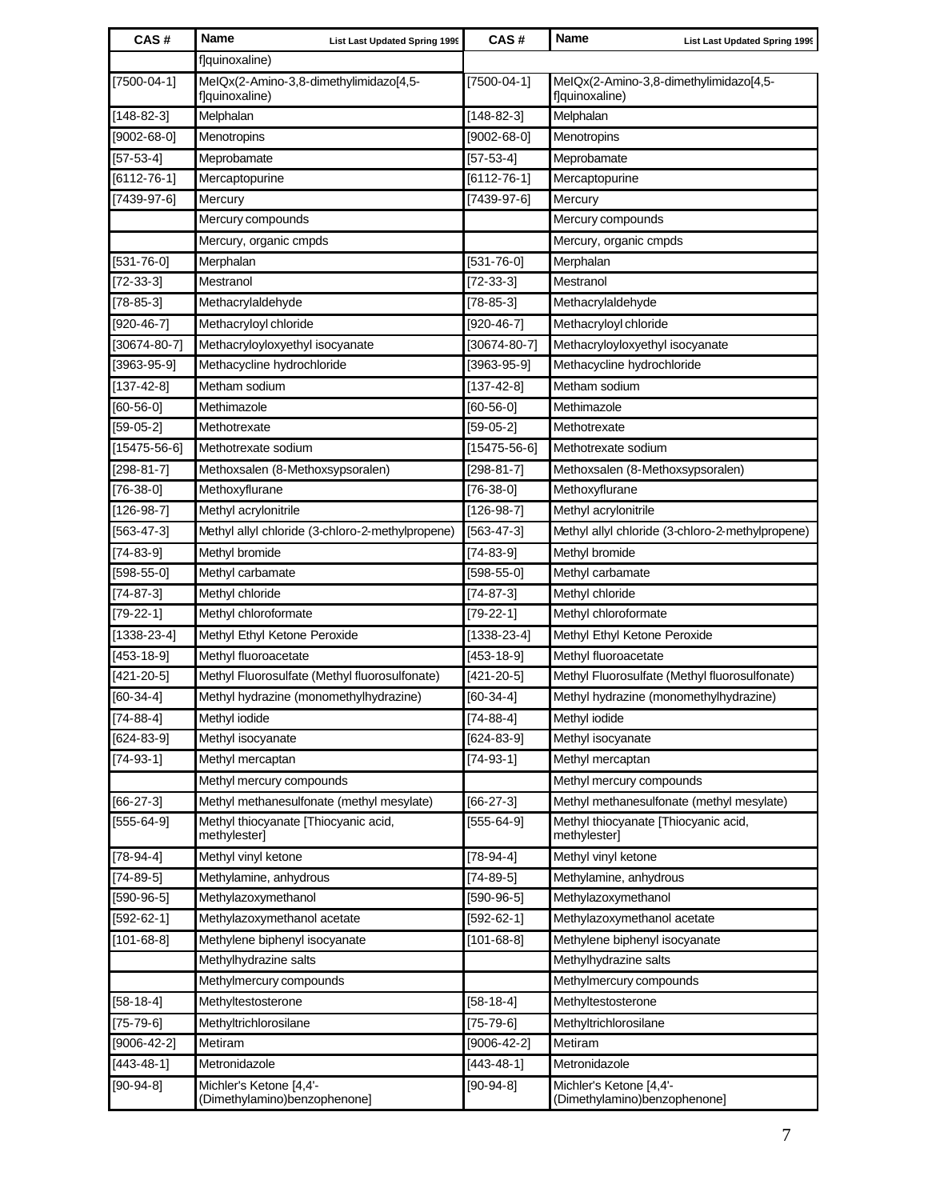| CAS # | Name List Last Updated Spring 1999 | CAS # | Name List Last Updated Spring 1999 |
|---|---|---|---|
| | f]quinoxaline) | | |
| [7500-04-1] | MeIQx(2-Amino-3,8-dimethylimidazo[4,5-f]quinoxaline) | [7500-04-1] | MeIQx(2-Amino-3,8-dimethylimidazo[4,5-f]quinoxaline) |
| [148-82-3] | Melphalan | [148-82-3] | Melphalan |
| [9002-68-0] | Menotropins | [9002-68-0] | Menotropins |
| [57-53-4] | Meprobamate | [57-53-4] | Meprobamate |
| [6112-76-1] | Mercaptopurine | [6112-76-1] | Mercaptopurine |
| [7439-97-6] | Mercury | [7439-97-6] | Mercury |
| | Mercury compounds | | Mercury compounds |
| | Mercury, organic cmpds | | Mercury, organic cmpds |
| [531-76-0] | Merphalan | [531-76-0] | Merphalan |
| [72-33-3] | Mestranol | [72-33-3] | Mestranol |
| [78-85-3] | Methacrylaldehyde | [78-85-3] | Methacrylaldehyde |
| [920-46-7] | Methacryloyl chloride | [920-46-7] | Methacryloyl chloride |
| [30674-80-7] | Methacryloyloxyethyl isocyanate | [30674-80-7] | Methacryloyloxyethyl isocyanate |
| [3963-95-9] | Methacycline hydrochloride | [3963-95-9] | Methacycline hydrochloride |
| [137-42-8] | Metham sodium | [137-42-8] | Metham sodium |
| [60-56-0] | Methimazole | [60-56-0] | Methimazole |
| [59-05-2] | Methotrexate | [59-05-2] | Methotrexate |
| [15475-56-6] | Methotrexate sodium | [15475-56-6] | Methotrexate sodium |
| [298-81-7] | Methoxsalen (8-Methoxsypsoralen) | [298-81-7] | Methoxsalen (8-Methoxsypsoralen) |
| [76-38-0] | Methoxyflurane | [76-38-0] | Methoxyflurane |
| [126-98-7] | Methyl acrylonitrile | [126-98-7] | Methyl acrylonitrile |
| [563-47-3] | Methyl allyl chloride (3-chloro-2-methylpropene) | [563-47-3] | Methyl allyl chloride (3-chloro-2-methylpropene) |
| [74-83-9] | Methyl bromide | [74-83-9] | Methyl bromide |
| [598-55-0] | Methyl carbamate | [598-55-0] | Methyl carbamate |
| [74-87-3] | Methyl chloride | [74-87-3] | Methyl chloride |
| [79-22-1] | Methyl chloroformate | [79-22-1] | Methyl chloroformate |
| [1338-23-4] | Methyl Ethyl Ketone Peroxide | [1338-23-4] | Methyl Ethyl Ketone Peroxide |
| [453-18-9] | Methyl fluoroacetate | [453-18-9] | Methyl fluoroacetate |
| [421-20-5] | Methyl Fluorosulfate (Methyl fluorosulfonate) | [421-20-5] | Methyl Fluorosulfate (Methyl fluorosulfonate) |
| [60-34-4] | Methyl hydrazine (monomethylhydrazine) | [60-34-4] | Methyl hydrazine (monomethylhydrazine) |
| [74-88-4] | Methyl iodide | [74-88-4] | Methyl iodide |
| [624-83-9] | Methyl isocyanate | [624-83-9] | Methyl isocyanate |
| [74-93-1] | Methyl mercaptan | [74-93-1] | Methyl mercaptan |
| | Methyl mercury compounds | | Methyl mercury compounds |
| [66-27-3] | Methyl methanesulfonate (methyl mesylate) | [66-27-3] | Methyl methanesulfonate (methyl mesylate) |
| [555-64-9] | Methyl thiocyanate [Thiocyanic acid, methylester] | [555-64-9] | Methyl thiocyanate [Thiocyanic acid, methylester] |
| [78-94-4] | Methyl vinyl ketone | [78-94-4] | Methyl vinyl ketone |
| [74-89-5] | Methylamine, anhydrous | [74-89-5] | Methylamine, anhydrous |
| [590-96-5] | Methylazoxymethanol | [590-96-5] | Methylazoxymethanol |
| [592-62-1] | Methylazoxymethanol acetate | [592-62-1] | Methylazoxymethanol acetate |
| [101-68-8] | Methylene biphenyl isocyanate | [101-68-8] | Methylene biphenyl isocyanate |
| | Methylhydrazine salts | | Methylhydrazine salts |
| | Methylmercury compounds | | Methylmercury compounds |
| [58-18-4] | Methyltestosterone | [58-18-4] | Methyltestosterone |
| [75-79-6] | Methyltrichlorosilane | [75-79-6] | Methyltrichlorosilane |
| [9006-42-2] | Metiram | [9006-42-2] | Metiram |
| [443-48-1] | Metronidazole | [443-48-1] | Metronidazole |
| [90-94-8] | Michler's Ketone [4,4'-(Dimethylamino)benzophenone] | [90-94-8] | Michler's Ketone [4,4'-(Dimethylamino)benzophenone] |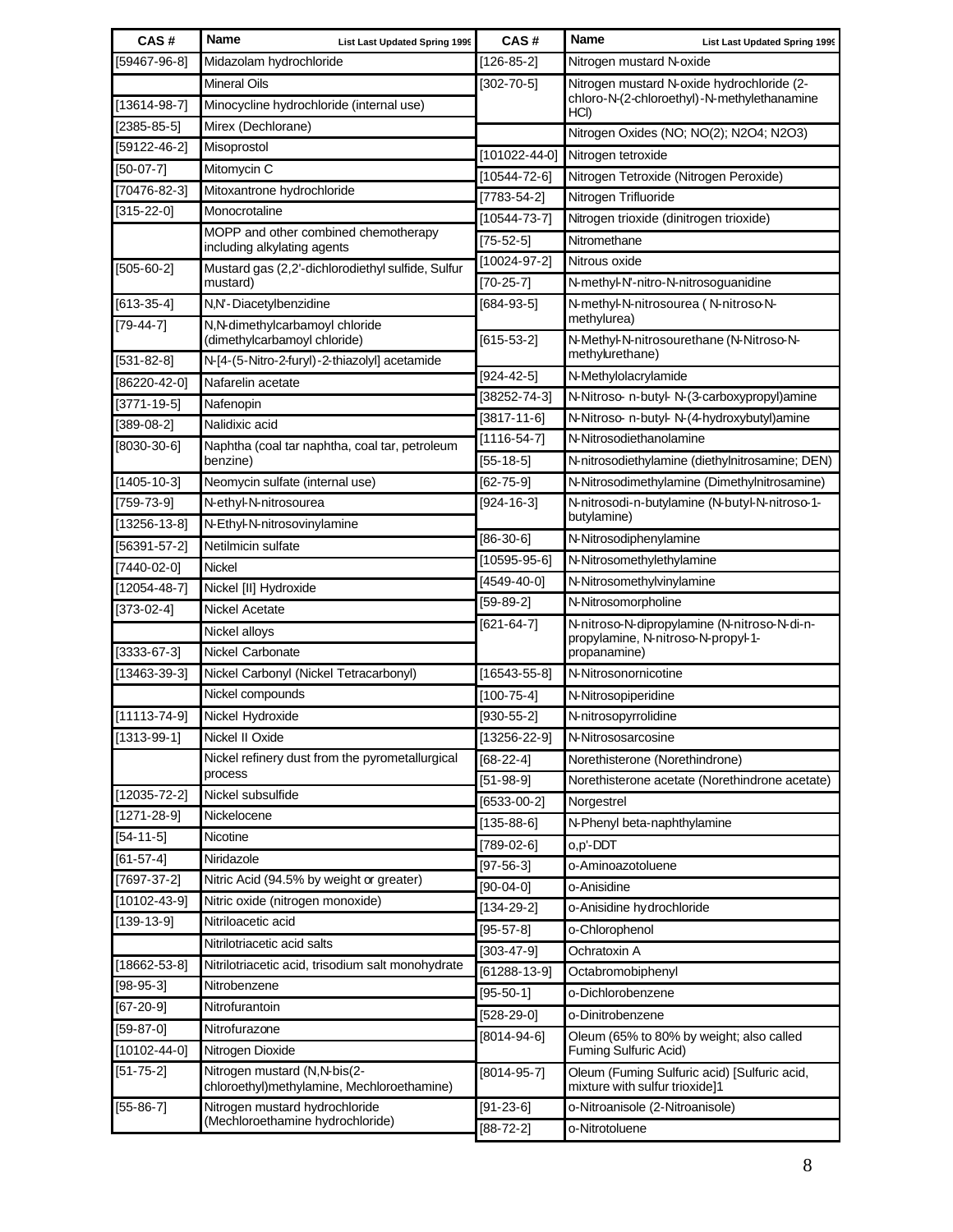| CAS # | Name List Last Updated Spring 1999 |
|---|---|
| [59467-96-8] | Midazolam hydrochloride |
| | Mineral Oils |
| [13614-98-7] | Minocycline hydrochloride (internal use) |
| [2385-85-5] | Mirex (Dechlorane) |
| [59122-46-2] | Misoprostol |
| [50-07-7] | Mitomycin C |
| [70476-82-3] | Mitoxantrone hydrochloride |
| [315-22-0] | Monocrotaline |
| | MOPP and other combined chemotherapy including alkylating agents |
| [505-60-2] | Mustard gas (2,2'-dichlorodiethyl sulfide, Sulfur mustard) |
| [613-35-4] | N,N'-Diacetylbenzidine |
| [79-44-7] | N,N-dimethylcarbamoyl chloride (dimethylcarbamoyl chloride) |
| [531-82-8] | N-[4-(5-Nitro-2-furyl)-2-thiazolyl] acetamide |
| [86220-42-0] | Nafarelin acetate |
| [3771-19-5] | Nafenopin |
| [389-08-2] | Nalidixic acid |
| [8030-30-6] | Naphtha (coal tar naphtha, coal tar, petroleum benzine) |
| [1405-10-3] | Neomycin sulfate (internal use) |
| [759-73-9] | N-ethyl-N-nitrosourea |
| [13256-13-8] | N-Ethyl-N-nitrosovinylamine |
| [56391-57-2] | Netilmicin sulfate |
| [7440-02-0] | Nickel |
| [12054-48-7] | Nickel [II] Hydroxide |
| [373-02-4] | Nickel Acetate |
| | Nickel alloys |
| [3333-67-3] | Nickel Carbonate |
| [13463-39-3] | Nickel Carbonyl (Nickel Tetracarbonyl) |
| | Nickel compounds |
| [11113-74-9] | Nickel Hydroxide |
| [1313-99-1] | Nickel II Oxide |
| | Nickel refinery dust from the pyrometallurgical process |
| [12035-72-2] | Nickel subsulfide |
| [1271-28-9] | Nickelocene |
| [54-11-5] | Nicotine |
| [61-57-4] | Niridazole |
| [7697-37-2] | Nitric Acid (94.5% by weight or greater) |
| [10102-43-9] | Nitric oxide (nitrogen monoxide) |
| [139-13-9] | Nitriloacetic acid |
| | Nitrilotriacetic acid salts |
| [18662-53-8] | Nitrilotriacetic acid, trisodium salt monohydrate |
| [98-95-3] | Nitrobenzene |
| [67-20-9] | Nitrofurantoin |
| [59-87-0] | Nitrofurazone |
| [10102-44-0] | Nitrogen Dioxide |
| [51-75-2] | Nitrogen mustard (N,N-bis(2-chloroethyl)methylamine, Mechloroethamine) |
| [55-86-7] | Nitrogen mustard hydrochloride (Mechloroethamine hydrochloride) |
| [126-85-2] | Nitrogen mustard N-oxide |
| [302-70-5] | Nitrogen mustard N-oxide hydrochloride (2-chloro-N-(2-chloroethyl)-N-methylethanamine HCl) |
| | Nitrogen Oxides (NO; NO(2); N2O4; N2O3) |
| [101022-44-0] | Nitrogen tetroxide |
| [10544-72-6] | Nitrogen Tetroxide (Nitrogen Peroxide) |
| [7783-54-2] | Nitrogen Trifluoride |
| [10544-73-7] | Nitrogen trioxide (dinitrogen trioxide) |
| [75-52-5] | Nitromethane |
| [10024-97-2] | Nitrous oxide |
| [70-25-7] | N-methyl-N'-nitro-N-nitrosoguanidine |
| [684-93-5] | N-methyl-N-nitrosourea ( N-nitroso-N-methylurea) |
| [615-53-2] | N-Methyl-N-nitrosourethane (N-Nitroso-N-methylurethane) |
| [924-42-5] | N-Methylolacrylamide |
| [38252-74-3] | N-Nitroso- n-butyl- N-(3-carboxypropyl)amine |
| [3817-11-6] | N-Nitroso- n-butyl- N-(4-hydroxybutyl)amine |
| [1116-54-7] | N-Nitrosodiethanolamine |
| [55-18-5] | N-nitrosodiethylamine (diethylnitrosamine; DEN) |
| [62-75-9] | N-Nitrosodimethylamine (Dimethylnitrosamine) |
| [924-16-3] | N-nitrosodi-n-butylamine (N-butyl-N-nitroso-1-butylamine) |
| [86-30-6] | N-Nitrosodiphenylamine |
| [10595-95-6] | N-Nitrosomethylethylamine |
| [4549-40-0] | N-Nitrosomethylvinylamine |
| [59-89-2] | N-Nitrosomorpholine |
| [621-64-7] | N-nitroso-N-dipropylamine (N-nitroso-N-di-n-propylamine, N-nitroso-N-propyl-1-propanamine) |
| [16543-55-8] | N-Nitrosonornicotine |
| [100-75-4] | N-Nitrosopiperidine |
| [930-55-2] | N-nitrosopyrrolidine |
| [13256-22-9] | N-Nitrososarcosine |
| [68-22-4] | Norethisterone (Norethindrone) |
| [51-98-9] | Norethisterone acetate (Norethindrone acetate) |
| [6533-00-2] | Norgestrel |
| [135-88-6] | N-Phenyl beta-naphthylamine |
| [789-02-6] | o,p'-DDT |
| [97-56-3] | o-Aminoazotoluene |
| [90-04-0] | o-Anisidine |
| [134-29-2] | o-Anisidine hydrochloride |
| [95-57-8] | o-Chlorophenol |
| [303-47-9] | Ochratoxin A |
| [61288-13-9] | Octabromobiphenyl |
| [95-50-1] | o-Dichlorobenzene |
| [528-29-0] | o-Dinitrobenzene |
| [8014-94-6] | Oleum (65% to 80% by weight; also called Fuming Sulfuric Acid) |
| [8014-95-7] | Oleum (Fuming Sulfuric acid) [Sulfuric acid, mixture with sulfur trioxide]1 |
| [91-23-6] | o-Nitroanisole (2-Nitroanisole) |
| [88-72-2] | o-Nitrotoluene |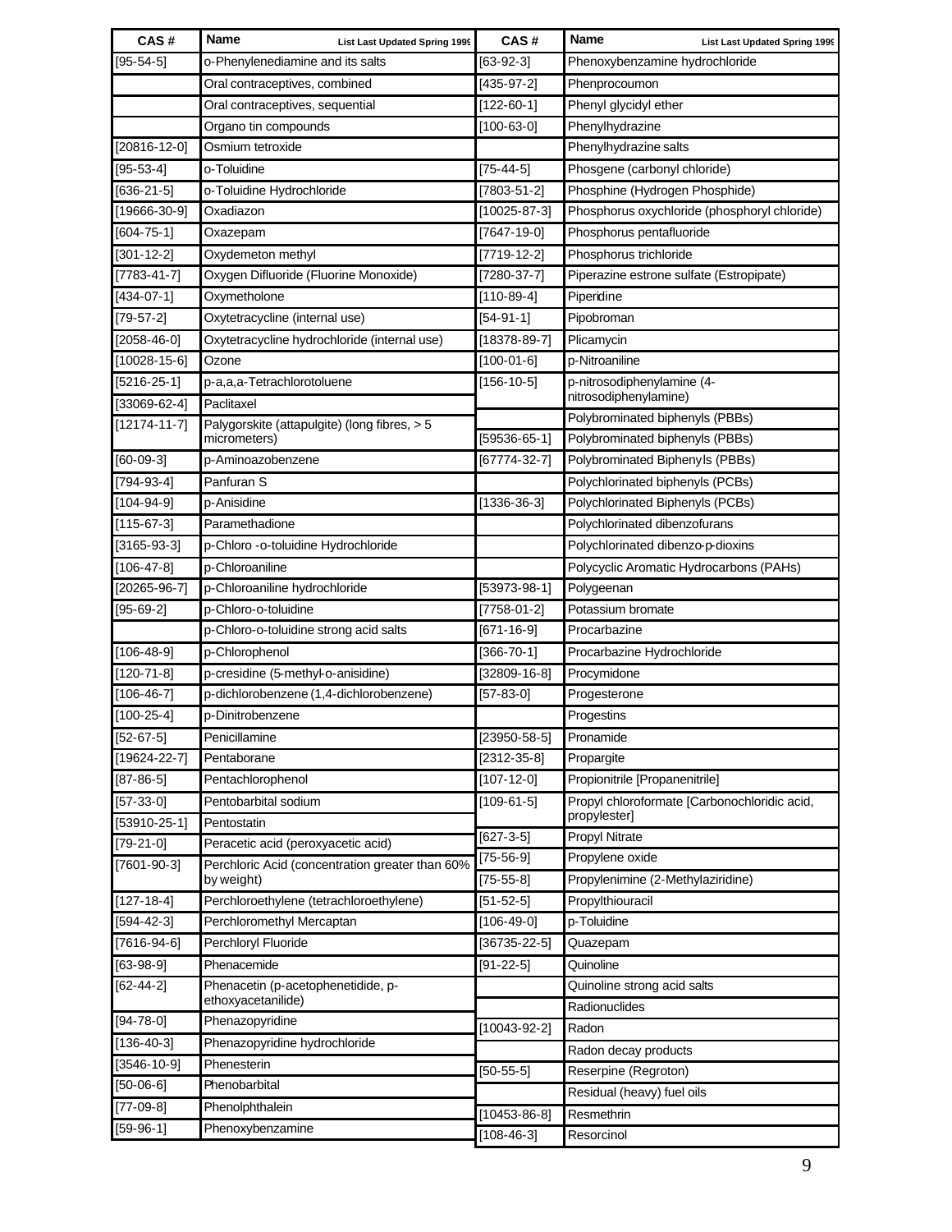| CAS # | Name List Last Updated Spring 1999 |
|---|---|
| [95-54-5] | o-Phenylenediamine and its salts |
| | Oral contraceptives, combined |
| | Oral contraceptives, sequential |
| | Organo tin compounds |
| [20816-12-0] | Osmium tetroxide |
| [95-53-4] | o-Toluidine |
| [636-21-5] | o-Toluidine Hydrochloride |
| [19666-30-9] | Oxadiazon |
| [604-75-1] | Oxazepam |
| [301-12-2] | Oxydemeton methyl |
| [7783-41-7] | Oxygen Difluoride (Fluorine Monoxide) |
| [434-07-1] | Oxymetholone |
| [79-57-2] | Oxytetracycline (internal use) |
| [2058-46-0] | Oxytetracycline hydrochloride (internal use) |
| [10028-15-6] | Ozone |
| [5216-25-1] | p-a,a,a-Tetrachlorotoluene |
| [33069-62-4] | Paclitaxel |
| [12174-11-7] | Palygorskite (attapulgite) (long fibres, > 5 micrometers) |
| [60-09-3] | p-Aminoazobenzene |
| [794-93-4] | Panfuran S |
| [104-94-9] | p-Anisidine |
| [115-67-3] | Paramethadione |
| [3165-93-3] | p-Chloro -o-toluidine Hydrochloride |
| [106-47-8] | p-Chloroaniline |
| [20265-96-7] | p-Chloroaniline hydrochloride |
| [95-69-2] | p-Chloro-o-toluidine |
| | p-Chloro-o-toluidine strong acid salts |
| [106-48-9] | p-Chlorophenol |
| [120-71-8] | p-cresidine (5-methyl-o-anisidine) |
| [106-46-7] | p-dichlorobenzene (1,4-dichlorobenzene) |
| [100-25-4] | p-Dinitrobenzene |
| [52-67-5] | Penicillamine |
| [19624-22-7] | Pentaborane |
| [87-86-5] | Pentachlorophenol |
| [57-33-0] | Pentobarbital sodium |
| [53910-25-1] | Pentostatin |
| [79-21-0] | Peracetic acid (peroxyacetic acid) |
| [7601-90-3] | Perchloric Acid (concentration greater than 60% by weight) |
| [127-18-4] | Perchloroethylene (tetrachloroethylene) |
| [594-42-3] | Perchloromethyl Mercaptan |
| [7616-94-6] | Perchloryl Fluoride |
| [63-98-9] | Phenacemide |
| [62-44-2] | Phenacetin (p-acetophenetidide, p-ethoxyacetanilide) |
| [94-78-0] | Phenazopyridine |
| [136-40-3] | Phenazopyridine hydrochloride |
| [3546-10-9] | Phenesterin |
| [50-06-6] | Phenobarbital |
| [77-09-8] | Phenolphthalein |
| [59-96-1] | Phenoxybenzamine |
| [63-92-3] | Phenoxybenzamine hydrochloride |
| [435-97-2] | Phenprocoumon |
| [122-60-1] | Phenyl glycidyl ether |
| [100-63-0] | Phenylhydrazine |
| | Phenylhydrazine salts |
| [75-44-5] | Phosgene (carbonyl chloride) |
| [7803-51-2] | Phosphine (Hydrogen Phosphide) |
| [10025-87-3] | Phosphorus oxychloride (phosphoryl chloride) |
| [7647-19-0] | Phosphorus pentafluoride |
| [7719-12-2] | Phosphorus trichloride |
| [7280-37-7] | Piperazine estrone sulfate (Estropipate) |
| [110-89-4] | Piperidine |
| [54-91-1] | Pipobroman |
| [18378-89-7] | Plicamycin |
| [100-01-6] | p-Nitroaniline |
| [156-10-5] | p-nitrosodiphenylamine (4-nitrosodiphenylamine) |
| | Polybrominated biphenyls (PBBs) |
| [59536-65-1] | Polybrominated biphenyls (PBBs) |
| [67774-32-7] | Polybrominated Biphenyls (PBBs) |
| | Polychlorinated biphenyls (PCBs) |
| [1336-36-3] | Polychlorinated Biphenyls (PCBs) |
| | Polychlorinated dibenzofurans |
| | Polychlorinated dibenzo-p-dioxins |
| | Polycyclic Aromatic Hydrocarbons (PAHs) |
| [53973-98-1] | Polygeenan |
| [7758-01-2] | Potassium bromate |
| [671-16-9] | Procarbazine |
| [366-70-1] | Procarbazine Hydrochloride |
| [32809-16-8] | Procymidone |
| [57-83-0] | Progesterone |
| | Progestins |
| [23950-58-5] | Pronamide |
| [2312-35-8] | Propargite |
| [107-12-0] | Propionitrile [Propanenitrile] |
| [109-61-5] | Propyl chloroformate [Carbonochloridic acid, propylester] |
| [627-3-5] | Propyl Nitrate |
| [75-56-9] | Propylene oxide |
| [75-55-8] | Propylenimine (2-Methylaziridine) |
| [51-52-5] | Propylthiouracil |
| [106-49-0] | p-Toluidine |
| [36735-22-5] | Quazepam |
| [91-22-5] | Quinoline |
| | Quinoline strong acid salts |
| | Radionuclides |
| [10043-92-2] | Radon |
| | Radon decay products |
| [50-55-5] | Reserpine (Regroton) |
| | Residual (heavy) fuel oils |
| [10453-86-8] | Resmethrin |
| [108-46-3] | Resorcinol |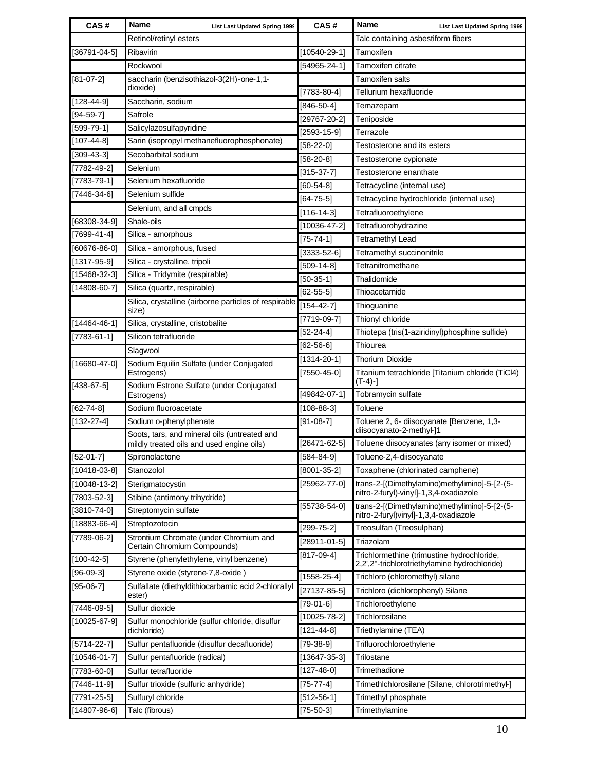| CAS # | Name List Last Updated Spring 1999 |
|---|---|
| | Retinol/retinyl esters |
| [36791-04-5] | Ribavirin |
| | Rockwool |
| [81-07-2] | saccharin (benzisothiazol-3(2H)-one-1,1-dioxide) |
| [128-44-9] | Saccharin, sodium |
| [94-59-7] | Safrole |
| [599-79-1] | Salicylazosulfapyridine |
| [107-44-8] | Sarin (isopropyl methanefluorophosphonate) |
| [309-43-3] | Secobarbital sodium |
| [7782-49-2] | Selenium |
| [7783-79-1] | Selenium hexafluoride |
| [7446-34-6] | Selenium sulfide |
| | Selenium, and all cmpds |
| [68308-34-9] | Shale-oils |
| [7699-41-4] | Silica - amorphous |
| [60676-86-0] | Silica - amorphous, fused |
| [1317-95-9] | Silica - crystalline, tripoli |
| [15468-32-3] | Silica - Tridymite (respirable) |
| [14808-60-7] | Silica (quartz, respirable) |
| | Silica, crystalline (airborne particles of respirable size) |
| [14464-46-1] | Silica, crystalline, cristobalite |
| [7783-61-1] | Silicon tetrafluoride |
| | Slagwool |
| [16680-47-0] | Sodium Equilin Sulfate (under Conjugated Estrogens) |
| [438-67-5] | Sodium Estrone Sulfate (under Conjugated Estrogens) |
| [62-74-8] | Sodium fluoroacetate |
| [132-27-4] | Sodium o-phenylphenate |
| | Soots, tars, and mineral oils (untreated and mildly treated oils and used engine oils) |
| [52-01-7] | Spironolactone |
| [10418-03-8] | Stanozolol |
| [10048-13-2] | Sterigmatocystin |
| [7803-52-3] | Stibine (antimony trihydride) |
| [3810-74-0] | Streptomycin sulfate |
| [18883-66-4] | Streptozotocin |
| [7789-06-2] | Strontium Chromate (under Chromium and Certain Chromium Compounds) |
| [100-42-5] | Styrene (phenylethylene, vinyl benzene) |
| [96-09-3] | Styrene oxide (styrene-7,8-oxide ) |
| [95-06-7] | Sulfallate (diethyldithiocarbamic acid 2-chlorallyl ester) |
| [7446-09-5] | Sulfur dioxide |
| [10025-67-9] | Sulfur monochloride (sulfur chloride, disulfur dichloride) |
| [5714-22-7] | Sulfur pentafluoride (disulfur decafluoride) |
| [10546-01-7] | Sulfur pentafluoride (radical) |
| [7783-60-0] | Sulfur tetrafluoride |
| [7446-11-9] | Sulfur trioxide (sulfuric anhydride) |
| [7791-25-5] | Sulfuryl chloride |
| [14807-96-6] | Talc (fibrous) |
| | Talc containing asbestiform fibers |
| [10540-29-1] | Tamoxifen |
| [54965-24-1] | Tamoxifen citrate |
| | Tamoxifen salts |
| [7783-80-4] | Tellurium hexafluoride |
| [846-50-4] | Temazepam |
| [29767-20-2] | Teniposide |
| [2593-15-9] | Terrazole |
| [58-22-0] | Testosterone and its esters |
| [58-20-8] | Testosterone cypionate |
| [315-37-7] | Testosterone enanthate |
| [60-54-8] | Tetracycline (internal use) |
| [64-75-5] | Tetracycline hydrochloride (internal use) |
| [116-14-3] | Tetrafluoroethylene |
| [10036-47-2] | Tetrafluorohydrazine |
| [75-74-1] | Tetramethyl Lead |
| [3333-52-6] | Tetramethyl succinonitrile |
| [509-14-8] | Tetranitromethane |
| [50-35-1] | Thalidomide |
| [62-55-5] | Thioacetamide |
| [154-42-7] | Thioguanine |
| [7719-09-7] | Thionyl chloride |
| [52-24-4] | Thiotepa (tris(1-aziridinyl)phosphine sulfide) |
| [62-56-6] | Thiourea |
| [1314-20-1] | Thorium Dioxide |
| [7550-45-0] | Titanium tetrachloride [Titanium chloride (TiCl4) (T-4)-] |
| [49842-07-1] | Tobramycin sulfate |
| [108-88-3] | Toluene |
| [91-08-7] | Toluene 2, 6- diisocyanate [Benzene, 1,3-diisocyanato-2-methyl-]1 |
| [26471-62-5] | Toluene diisocyanates (any isomer or mixed) |
| [584-84-9] | Toluene-2,4-diisocyanate |
| [8001-35-2] | Toxaphene (chlorinated camphene) |
| [25962-77-0] | trans-2-[(Dimethylamino)methylimino]-5-[2-(5-nitro-2-furyl)-vinyl]-1,3,4-oxadiazole |
| [55738-54-0] | trans-2-[(Dimethylamino)methylimino]-5-[2-(5-nitro-2-furyl)vinyl]-1,3,4-oxadiazole |
| [299-75-2] | Treosulfan (Treosulphan) |
| [28911-01-5] | Triazolam |
| [817-09-4] | Trichlormethine (trimustine hydrochloride, 2,2',2''-trichlorotriethylamine hydrochloride) |
| [1558-25-4] | Trichloro (chloromethyl) silane |
| [27137-85-5] | Trichloro (dichlorophenyl) Silane |
| [79-01-6] | Trichloroethylene |
| [10025-78-2] | Trichlorosilane |
| [121-44-8] | Triethylamine (TEA) |
| [79-38-9] | Trifluorochloroethylene |
| [13647-35-3] | Trilostane |
| [127-48-0] | Trimethadione |
| [75-77-4] | Trimethlchlorosilane [Silane, chlorotrimethyl-] |
| [512-56-1] | Trimethyl phosphate |
| [75-50-3] | Trimethylamine |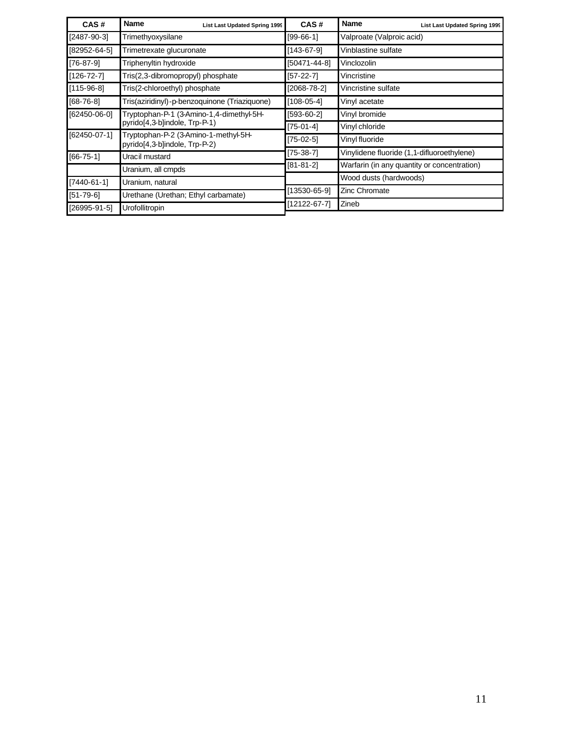| CAS # | Name List Last Updated Spring 1999 |
|---|---|
| [2487-90-3] | Trimethyoxysilane |
| [82952-64-5] | Trimetrexate glucuronate |
| [76-87-9] | Triphenyltin hydroxide |
| [126-72-7] | Tris(2,3-dibromopropyl) phosphate |
| [115-96-8] | Tris(2-chloroethyl) phosphate |
| [68-76-8] | Tris(aziridinyl)-p-benzoquinone (Triaziquone) |
| [62450-06-0] | Tryptophan-P-1 (3-Amino-1,4-dimethyl-5H-pyrido[4,3-b]indole, Trp-P-1) |
| [62450-07-1] | Tryptophan-P-2 (3-Amino-1-methyl-5H-pyrido[4,3-b]indole, Trp-P-2) |
| [66-75-1] | Uracil mustard |
| | Uranium, all cmpds |
| [7440-61-1] | Uranium, natural |
| [51-79-6] | Urethane (Urethan; Ethyl carbamate) |
| [26995-91-5] | Urofollitropin |
| [99-66-1] | Valproate (Valproic acid) |
| [143-67-9] | Vinblastine sulfate |
| [50471-44-8] | Vinclozolin |
| [57-22-7] | Vincristine |
| [2068-78-2] | Vincristine sulfate |
| [108-05-4] | Vinyl acetate |
| [593-60-2] | Vinyl bromide |
| [75-01-4] | Vinyl chloride |
| [75-02-5] | Vinyl fluoride |
| [75-38-7] | Vinylidene fluoride (1,1-difluoroethylene) |
| [81-81-2] | Warfarin (in any quantity or concentration) |
| | Wood dusts (hardwoods) |
| [13530-65-9] | Zinc Chromate |
| [12122-67-7] | Zineb |